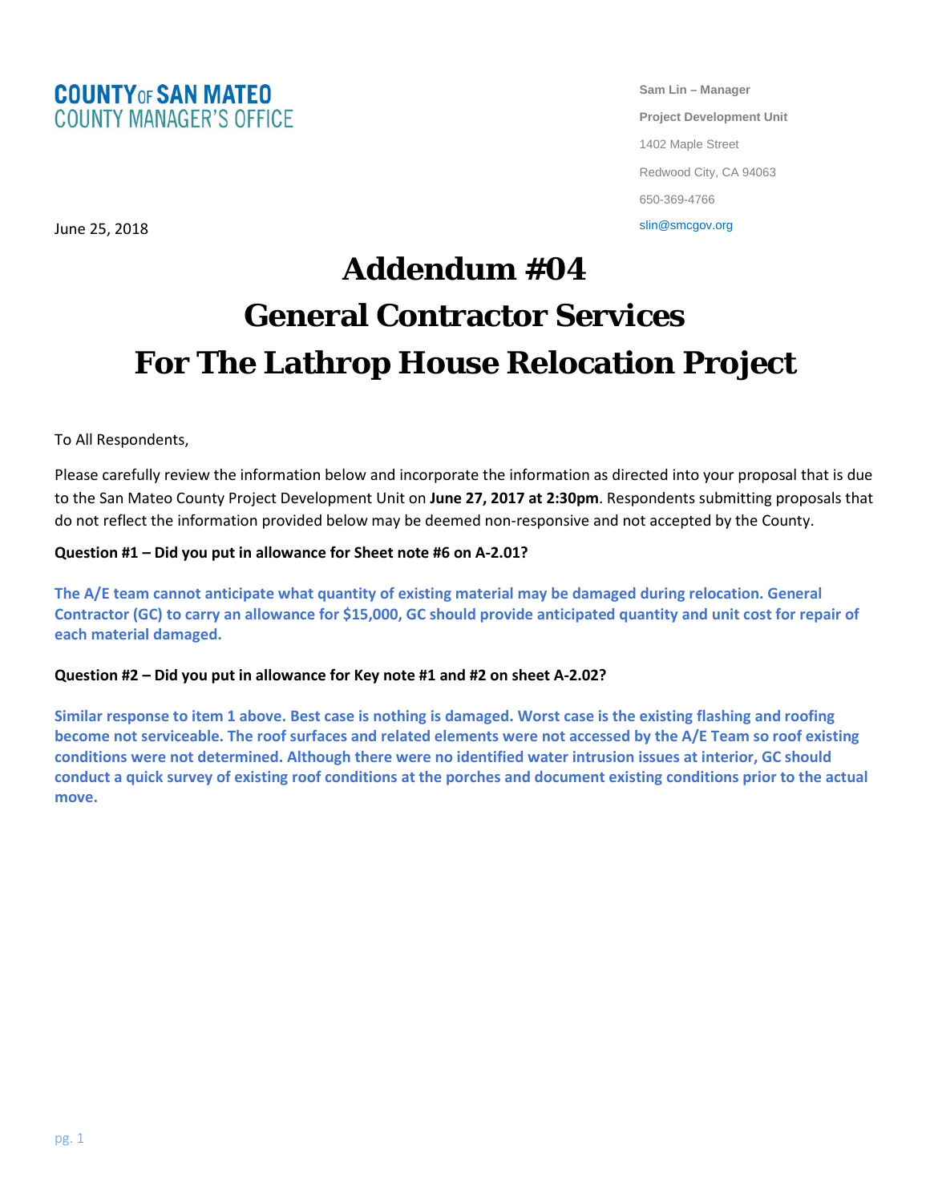**COUNTY OF SAN MATEO**
**COUNTY MANAGER'S OFFICE**

**Sam Lin – Manager**
**Project Development Unit**
1402 Maple Street
Redwood City, CA 94063
650-369-4766
slin@smcgov.org

June 25, 2018

# Addendum #04
# General Contractor Services
# For The Lathrop House Relocation Project

To All Respondents,

Please carefully review the information below and incorporate the information as directed into your proposal that is due to the San Mateo County Project Development Unit on **June 27, 2017 at 2:30pm**. Respondents submitting proposals that do not reflect the information provided below may be deemed non-responsive and not accepted by the County.

**Question #1 – Did you put in allowance for Sheet note #6 on A-2.01?**

**The A/E team cannot anticipate what quantity of existing material may be damaged during relocation. General Contractor (GC) to carry an allowance for $15,000, GC should provide anticipated quantity and unit cost for repair of each material damaged.**

**Question #2 – Did you put in allowance for Key note #1 and #2 on sheet A-2.02?**

**Similar response to item 1 above. Best case is nothing is damaged. Worst case is the existing flashing and roofing become not serviceable. The roof surfaces and related elements were not accessed by the A/E Team so roof existing conditions were not determined. Although there were no identified water intrusion issues at interior, GC should conduct a quick survey of existing roof conditions at the porches and document existing conditions prior to the actual move.**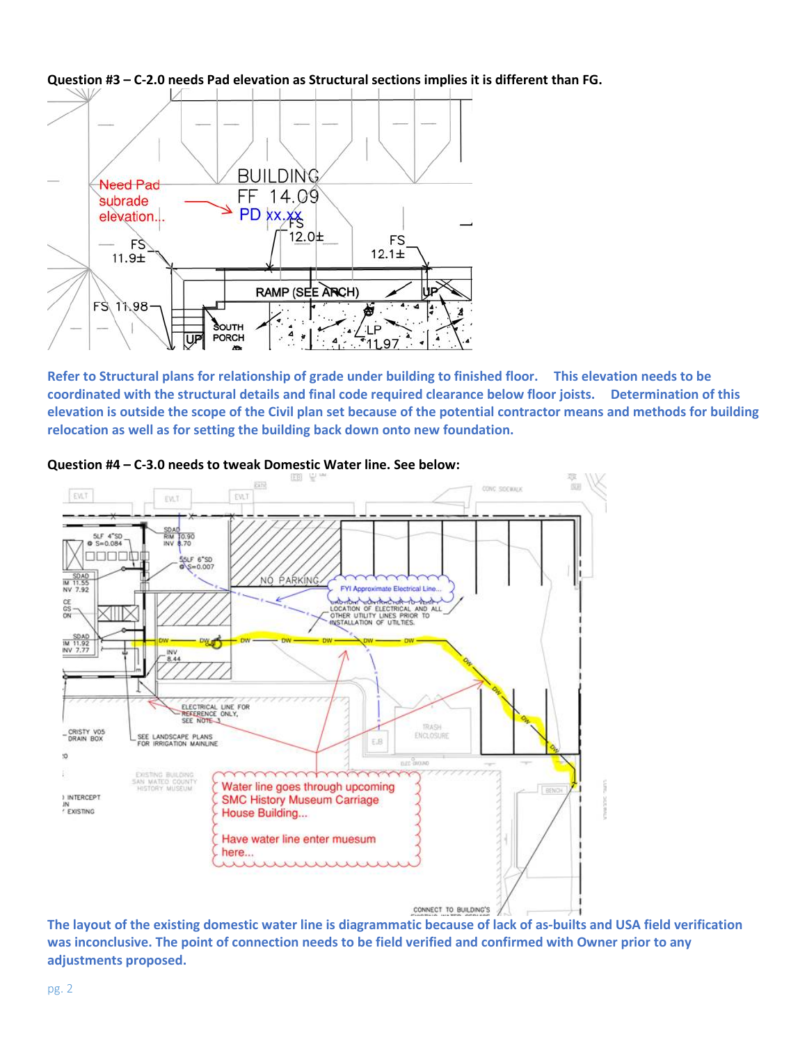**Question #3 – C-2.0 needs Pad elevation as Structural sections implies it is different than FG.**

Refer to Structural plans for relationship of grade under building to finished floor. This elevation needs to be coordinated with the structural details and final code required clearance below floor joists. Determination of this elevation is outside the scope of the Civil plan set because of the potential contractor means and methods for building relocation as well as for setting the building back down onto new foundation.

**Question #4 – C-3.0 needs to tweak Domestic Water line. See below:**

The layout of the existing domestic water line is diagrammatic because of lack of as-builts and USA field verification was inconclusive. The point of connection needs to be field verified and confirmed with Owner prior to any adjustments proposed.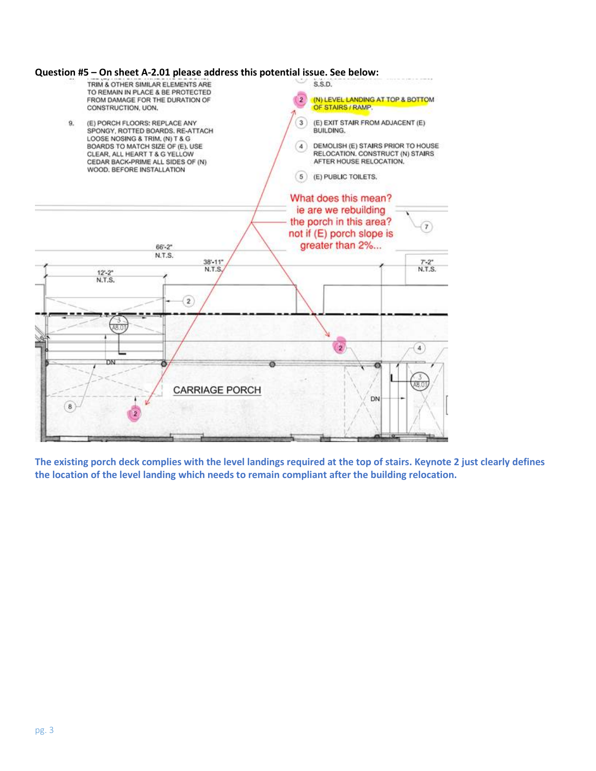**Question #5 – On sheet A-2.01 please address this potential issue. See below:**

TRIM & OTHER SIMILAR ELEMENTS ARE TO REMAIN IN PLACE & BE PROTECTED FROM DAMAGE FOR THE DURATION OF CONSTRUCTION, UON.

9. (E) PORCH FLOORS: REPLACE ANY SPONGY, ROTTED BOARDS. RE-ATTACH LOOSE NOSING & TRIM. (N) T & G BOARDS TO MATCH SIZE OF (E). USE CLEAR, ALL HEART T & G YELLOW CEDAR BACK-PRIME ALL SIDES OF (N) WOOD. BEFORE INSTALLATION

S.S.D.

2. (N) LEVEL LANDING AT TOP & BOTTOM OF STAIRS / RAMP.

3. (E) EXIT STAIR FROM ADJACENT (E) BUILDING.

4. DEMOLISH (E) STAIRS PRIOR TO HOUSE RELOCATION. CONSTRUCT (N) STAIRS AFTER HOUSE RELOCATION.

5. (E) PUBLIC TOILETS.

What does this mean? ie are we rebuilding the porch in this area? not if (E) porch slope is greater than 2%...

66'-2" N.T.S.

38'-11" N.T.S.

12'-2" N.T.S.

7'-2" N.T.S.

CARRIAGE PORCH

DN

**The existing porch deck complies with the level landings required at the top of stairs. Keynote 2 just clearly defines the location of the level landing which needs to remain compliant after the building relocation.**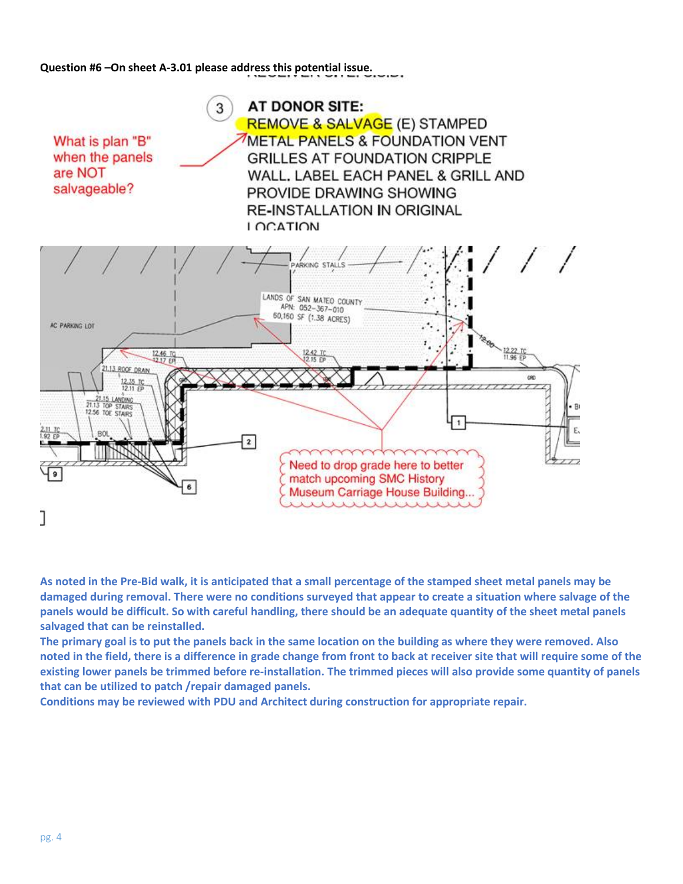**Question #6 –On sheet A-3.01 please address this potential issue.**

As noted in the Pre-Bid walk, it is anticipated that a small percentage of the stamped sheet metal panels may be damaged during removal. There were no conditions surveyed that appear to create a situation where salvage of the panels would be difficult. So with careful handling, there should be an adequate quantity of the sheet metal panels salvaged that can be reinstalled.

The primary goal is to put the panels back in the same location on the building as where they were removed. Also noted in the field, there is a difference in grade change from front to back at receiver site that will require some of the existing lower panels be trimmed before re-installation. The trimmed pieces will also provide some quantity of panels that can be utilized to patch /repair damaged panels.

Conditions may be reviewed with PDU and Architect during construction for appropriate repair.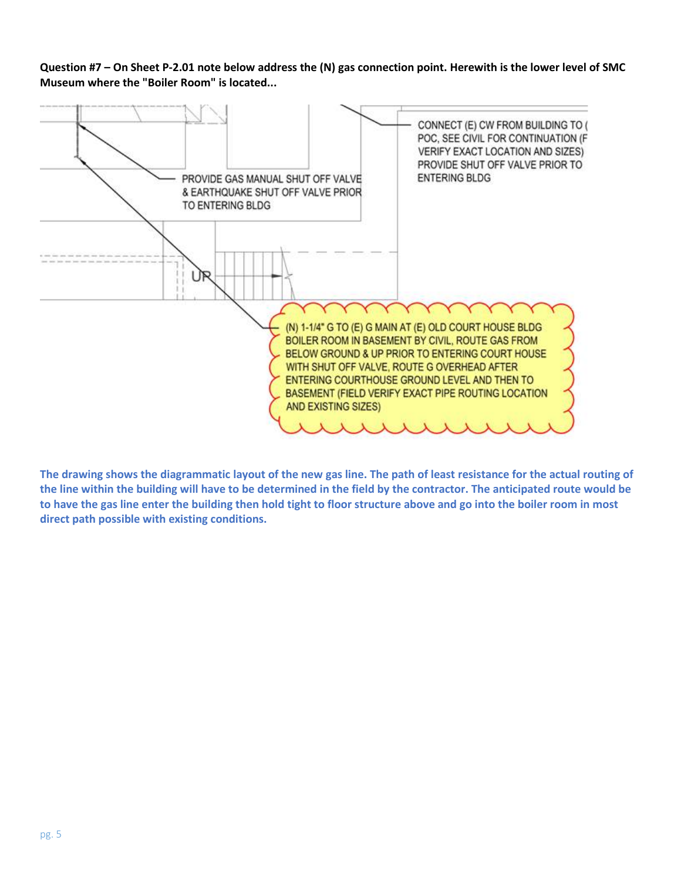**Question #7 – On Sheet P-2.01 note below address the (N) gas connection point. Herewith is the lower level of SMC Museum where the "Boiler Room" is located...**

PROVIDE GAS MANUAL SHUT OFF VALVE & EARTHQUAKE SHUT OFF VALVE PRIOR TO ENTERING BLDG

CONNECT (E) CW FROM BUILDING TO ( POC, SEE CIVIL FOR CONTINUATION (F VERIFY EXACT LOCATION AND SIZES) PROVIDE SHUT OFF VALVE PRIOR TO ENTERING BLDG

UP

(N) 1-1/4" G TO (E) G MAIN AT (E) OLD COURT HOUSE BLDG BOILER ROOM IN BASEMENT BY CIVIL, ROUTE GAS FROM BELOW GROUND & UP PRIOR TO ENTERING COURT HOUSE WITH SHUT OFF VALVE, ROUTE G OVERHEAD AFTER ENTERING COURTHOUSE GROUND LEVEL AND THEN TO BASEMENT (FIELD VERIFY EXACT PIPE ROUTING LOCATION AND EXISTING SIZES)

**The drawing shows the diagrammatic layout of the new gas line. The path of least resistance for the actual routing of the line within the building will have to be determined in the field by the contractor. The anticipated route would be to have the gas line enter the building then hold tight to floor structure above and go into the boiler room in most direct path possible with existing conditions.**